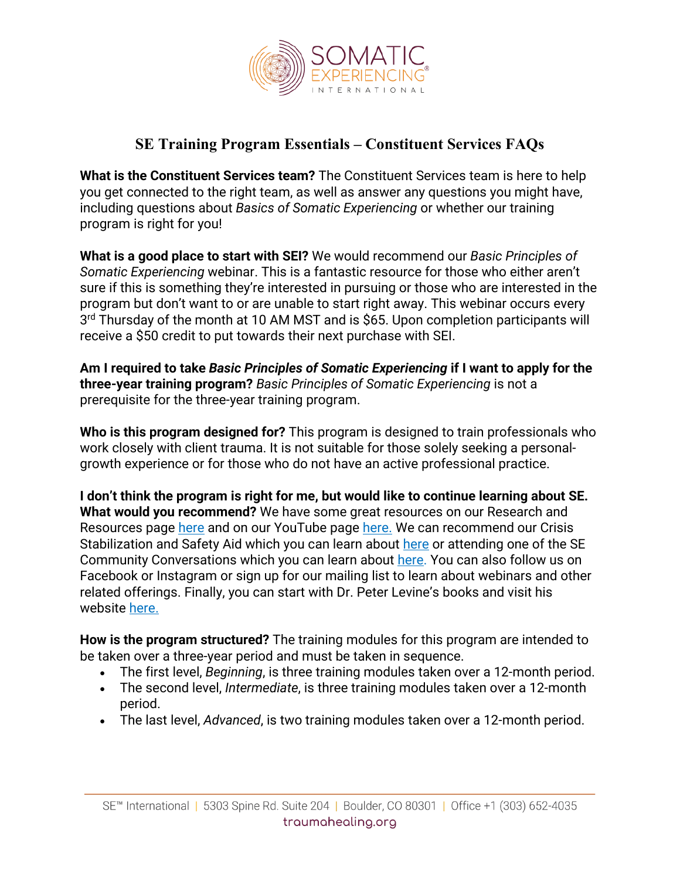# SE Training Program Essentials – Constituent Services FAQs

**What is the Constituent Services team?** The Constituent Services team is here to help you get connected to the right team, as well as answer any questions you might have, including questions about *Basics of Somatic Experiencing* or whether our training program is right for you!

**What is a good place to start with SEI?** We would recommend our *Basic Principles of Somatic Experiencing* webinar. This is a fantastic resource for those who either aren't sure if this is something they're interested in pursuing or those who are interested in the program but don't want to or are unable to start right away. This webinar occurs every 3rd Thursday of the month at 10 AM MST and is $65. Upon completion participants will receive a $50 credit to put towards their next purchase with SEI.

**Am I required to take *Basic Principles of Somatic Experiencing* if I want to apply for the three-year training program?** *Basic Principles of Somatic Experiencing* is not a prerequisite for the three-year training program.

**Who is this program designed for?** This program is designed to train professionals who work closely with client trauma. It is not suitable for those solely seeking a personal-growth experience or for those who do not have an active professional practice.

**I don't think the program is right for me, but would like to continue learning about SE. What would you recommend?** We have some great resources on our Research and Resources page here and on our YouTube page here. We can recommend our Crisis Stabilization and Safety Aid which you can learn about here or attending one of the SE Community Conversations which you can learn about here. You can also follow us on Facebook or Instagram or sign up for our mailing list to learn about webinars and other related offerings. Finally, you can start with Dr. Peter Levine's books and visit his website here.

**How is the program structured?** The training modules for this program are intended to be taken over a three-year period and must be taken in sequence.

- The first level, *Beginning*, is three training modules taken over a 12-month period.
- The second level, *Intermediate*, is three training modules taken over a 12-month period.
- The last level, *Advanced*, is two training modules taken over a 12-month period.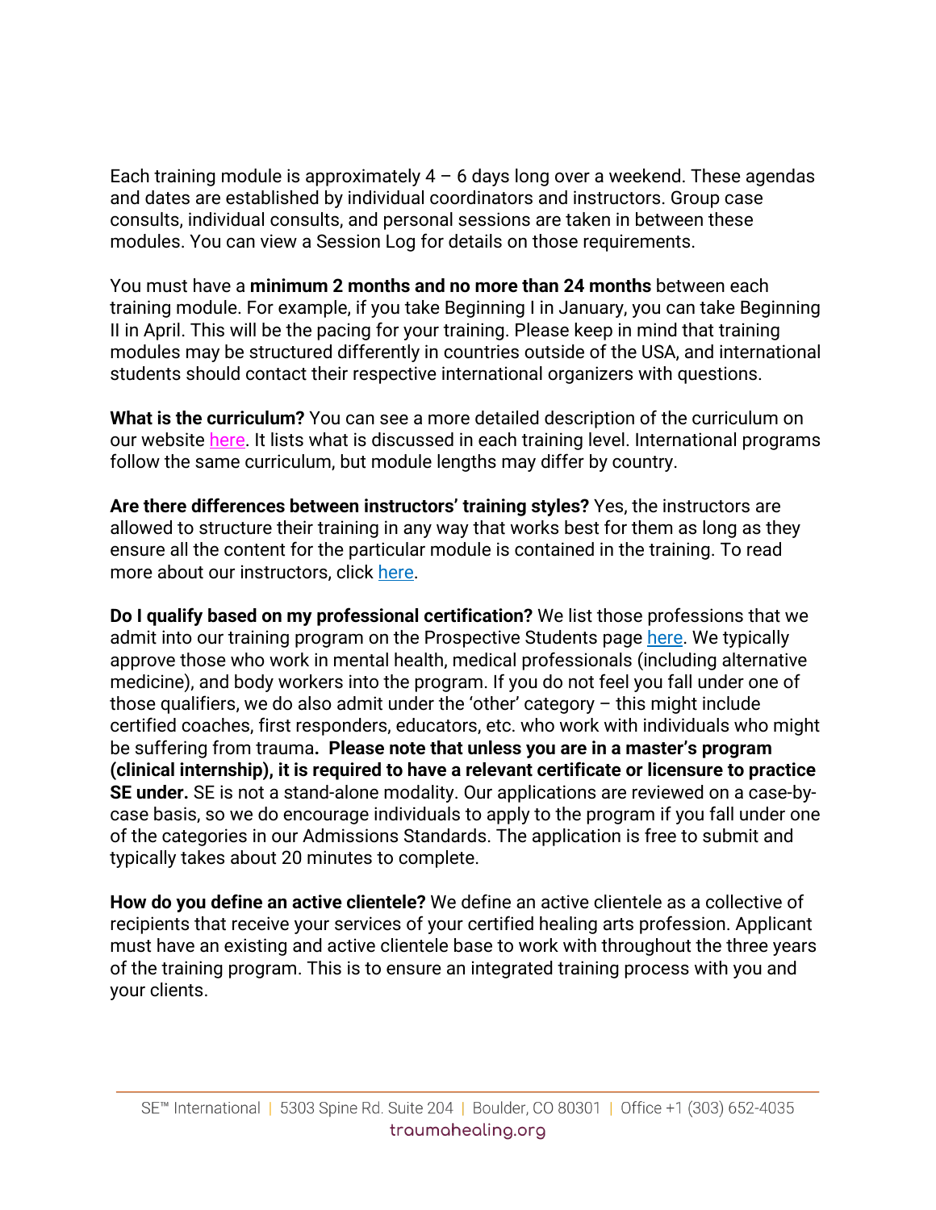Each training module is approximately 4 – 6 days long over a weekend. These agendas and dates are established by individual coordinators and instructors. Group case consults, individual consults, and personal sessions are taken in between these modules. You can view a Session Log for details on those requirements.

You must have a **minimum 2 months and no more than 24 months** between each training module. For example, if you take Beginning I in January, you can take Beginning II in April. This will be the pacing for your training. Please keep in mind that training modules may be structured differently in countries outside of the USA, and international students should contact their respective international organizers with questions.

**What is the curriculum?** You can see a more detailed description of the curriculum on our website here. It lists what is discussed in each training level. International programs follow the same curriculum, but module lengths may differ by country.

**Are there differences between instructors' training styles?** Yes, the instructors are allowed to structure their training in any way that works best for them as long as they ensure all the content for the particular module is contained in the training. To read more about our instructors, click here.

**Do I qualify based on my professional certification?** We list those professions that we admit into our training program on the Prospective Students page here. We typically approve those who work in mental health, medical professionals (including alternative medicine), and body workers into the program. If you do not feel you fall under one of those qualifiers, we do also admit under the 'other' category – this might include certified coaches, first responders, educators, etc. who work with individuals who might be suffering from trauma**. Please note that unless you are in a master's program (clinical internship), it is required to have a relevant certificate or licensure to practice SE under.** SE is not a stand-alone modality. Our applications are reviewed on a case-by-case basis, so we do encourage individuals to apply to the program if you fall under one of the categories in our Admissions Standards. The application is free to submit and typically takes about 20 minutes to complete.

**How do you define an active clientele?** We define an active clientele as a collective of recipients that receive your services of your certified healing arts profession. Applicant must have an existing and active clientele base to work with throughout the three years of the training program. This is to ensure an integrated training process with you and your clients.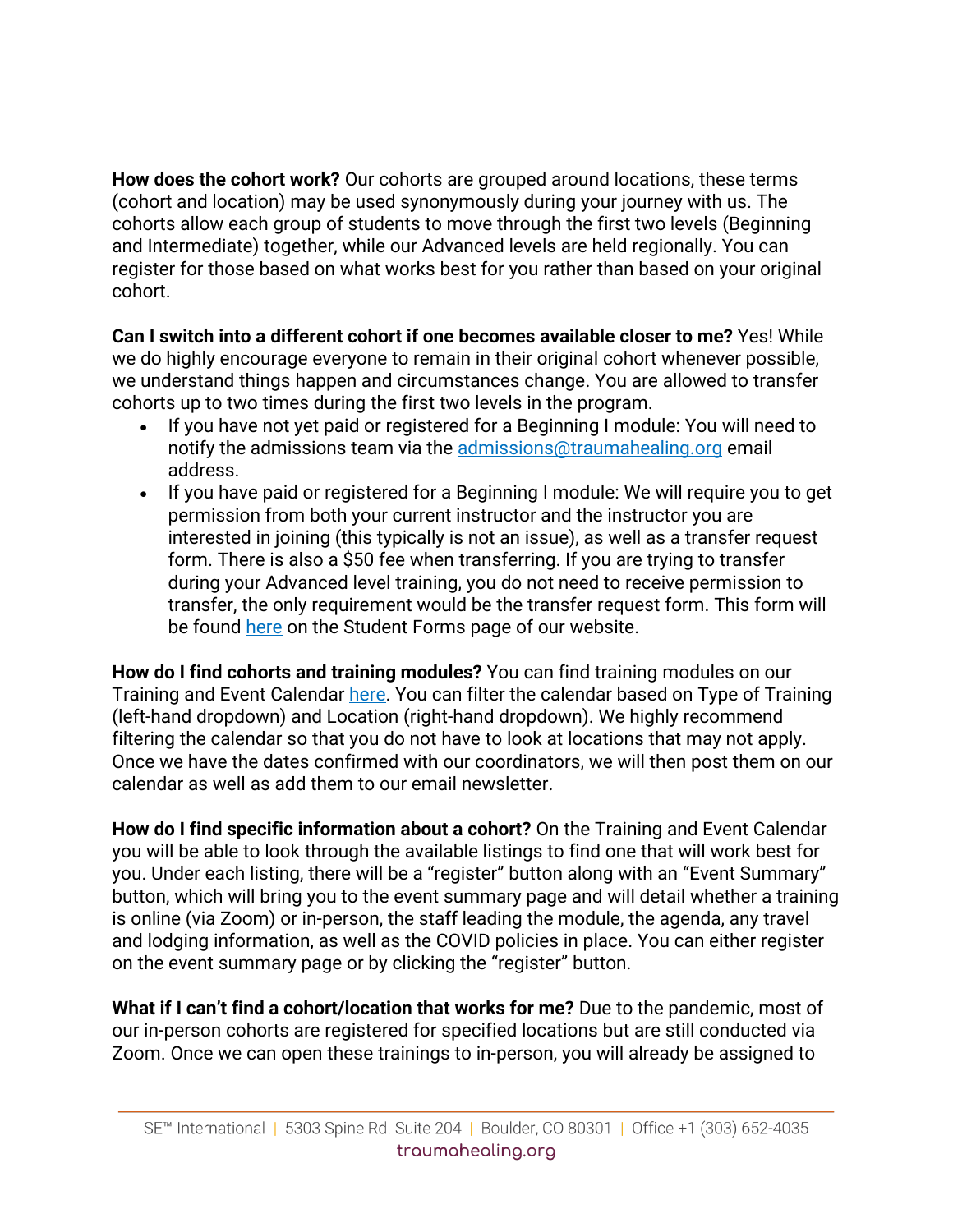**How does the cohort work?** Our cohorts are grouped around locations, these terms (cohort and location) may be used synonymously during your journey with us. The cohorts allow each group of students to move through the first two levels (Beginning and Intermediate) together, while our Advanced levels are held regionally. You can register for those based on what works best for you rather than based on your original cohort.

**Can I switch into a different cohort if one becomes available closer to me?** Yes! While we do highly encourage everyone to remain in their original cohort whenever possible, we understand things happen and circumstances change. You are allowed to transfer cohorts up to two times during the first two levels in the program.

- If you have not yet paid or registered for a Beginning I module: You will need to notify the admissions team via the [admissions@traumahealing.org](mailto:admissions@traumahealing.org) email address.
- If you have paid or registered for a Beginning I module: We will require you to get permission from both your current instructor and the instructor you are interested in joining (this typically is not an issue), as well as a transfer request form. There is also a $50 fee when transferring. If you are trying to transfer during your Advanced level training, you do not need to receive permission to transfer, the only requirement would be the transfer request form. This form will be found [here]() on the Student Forms page of our website.

**How do I find cohorts and training modules?** You can find training modules on our Training and Event Calendar [here](). You can filter the calendar based on Type of Training (left-hand dropdown) and Location (right-hand dropdown). We highly recommend filtering the calendar so that you do not have to look at locations that may not apply. Once we have the dates confirmed with our coordinators, we will then post them on our calendar as well as add them to our email newsletter.

**How do I find specific information about a cohort?** On the Training and Event Calendar you will be able to look through the available listings to find one that will work best for you. Under each listing, there will be a "register" button along with an "Event Summary" button, which will bring you to the event summary page and will detail whether a training is online (via Zoom) or in-person, the staff leading the module, the agenda, any travel and lodging information, as well as the COVID policies in place. You can either register on the event summary page or by clicking the "register" button.

**What if I can't find a cohort/location that works for me?** Due to the pandemic, most of our in-person cohorts are registered for specified locations but are still conducted via Zoom. Once we can open these trainings to in-person, you will already be assigned to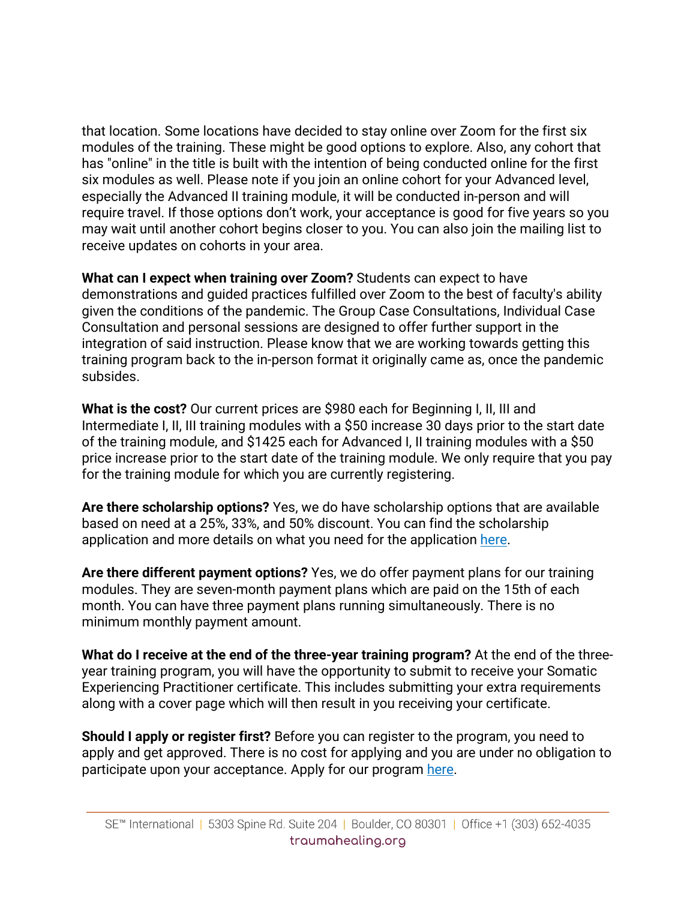that location. Some locations have decided to stay online over Zoom for the first six modules of the training. These might be good options to explore. Also, any cohort that has "online" in the title is built with the intention of being conducted online for the first six modules as well. Please note if you join an online cohort for your Advanced level, especially the Advanced II training module, it will be conducted in-person and will require travel. If those options don't work, your acceptance is good for five years so you may wait until another cohort begins closer to you. You can also join the mailing list to receive updates on cohorts in your area.

**What can I expect when training over Zoom?** Students can expect to have demonstrations and guided practices fulfilled over Zoom to the best of faculty's ability given the conditions of the pandemic. The Group Case Consultations, Individual Case Consultation and personal sessions are designed to offer further support in the integration of said instruction. Please know that we are working towards getting this training program back to the in-person format it originally came as, once the pandemic subsides.

**What is the cost?** Our current prices are $980 each for Beginning I, II, III and Intermediate I, II, III training modules with a $50 increase 30 days prior to the start date of the training module, and $1425 each for Advanced I, II training modules with a $50 price increase prior to the start date of the training module. We only require that you pay for the training module for which you are currently registering.

**Are there scholarship options?** Yes, we do have scholarship options that are available based on need at a 25%, 33%, and 50% discount. You can find the scholarship application and more details on what you need for the application [here].

**Are there different payment options?** Yes, we do offer payment plans for our training modules. They are seven-month payment plans which are paid on the 15th of each month. You can have three payment plans running simultaneously. There is no minimum monthly payment amount.

**What do I receive at the end of the three-year training program?** At the end of the three-year training program, you will have the opportunity to submit to receive your Somatic Experiencing Practitioner certificate. This includes submitting your extra requirements along with a cover page which will then result in you receiving your certificate.

**Should I apply or register first?** Before you can register to the program, you need to apply and get approved. There is no cost for applying and you are under no obligation to participate upon your acceptance. Apply for our program [here].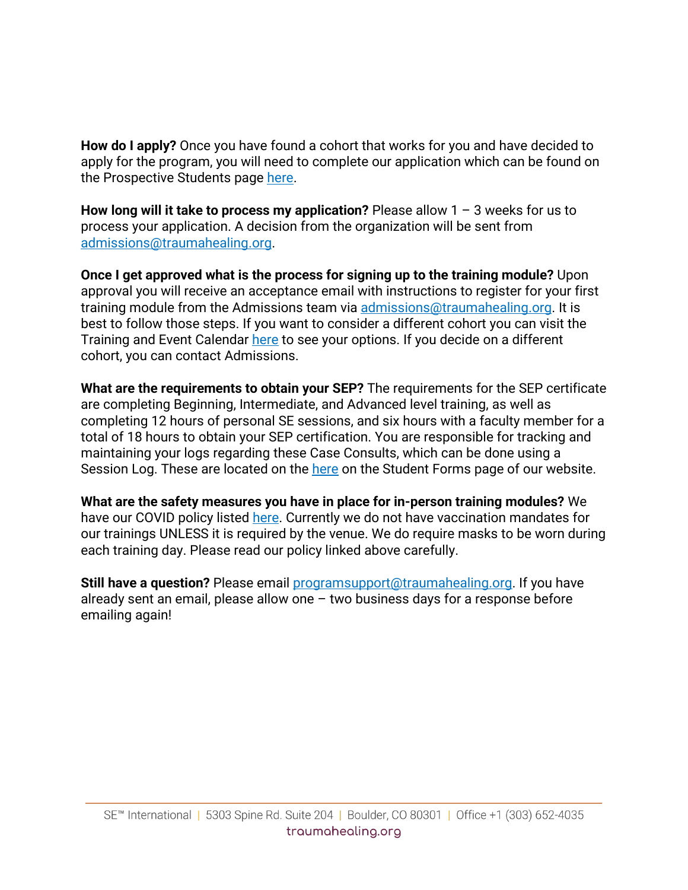**How do I apply?** Once you have found a cohort that works for you and have decided to apply for the program, you will need to complete our application which can be found on the Prospective Students page here.

**How long will it take to process my application?** Please allow 1 – 3 weeks for us to process your application. A decision from the organization will be sent from admissions@traumahealing.org.

**Once I get approved what is the process for signing up to the training module?** Upon approval you will receive an acceptance email with instructions to register for your first training module from the Admissions team via admissions@traumahealing.org. It is best to follow those steps. If you want to consider a different cohort you can visit the Training and Event Calendar here to see your options. If you decide on a different cohort, you can contact Admissions.

**What are the requirements to obtain your SEP?** The requirements for the SEP certificate are completing Beginning, Intermediate, and Advanced level training, as well as completing 12 hours of personal SE sessions, and six hours with a faculty member for a total of 18 hours to obtain your SEP certification. You are responsible for tracking and maintaining your logs regarding these Case Consults, which can be done using a Session Log. These are located on the here on the Student Forms page of our website.

**What are the safety measures you have in place for in-person training modules?** We have our COVID policy listed here. Currently we do not have vaccination mandates for our trainings UNLESS it is required by the venue. We do require masks to be worn during each training day. Please read our policy linked above carefully.

**Still have a question?** Please email programsupport@traumahealing.org. If you have already sent an email, please allow one – two business days for a response before emailing again!